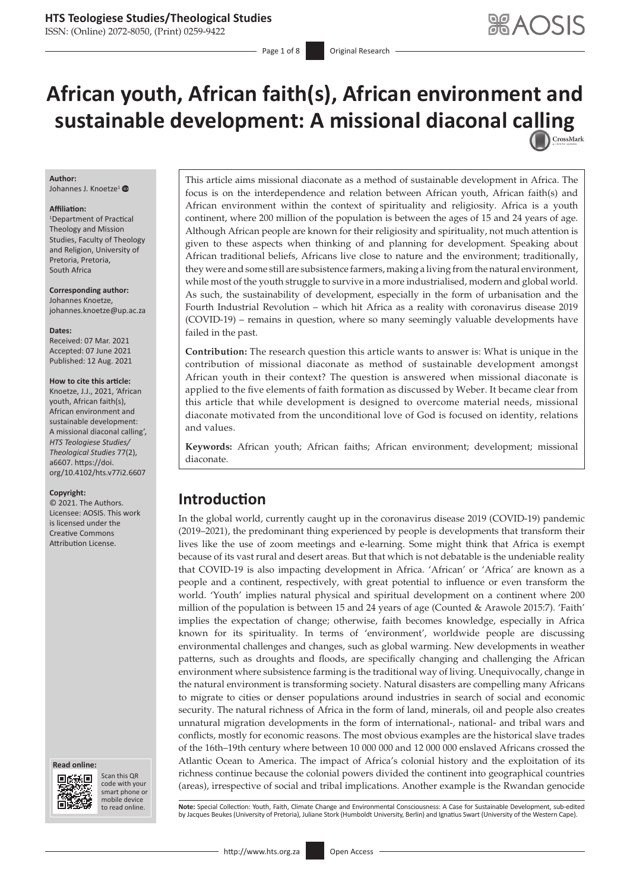# African youth, African faith(s), African environment and sustainable development: A missional diaconal calling

**Author:**
Johannes J. Knoetze[1]

**Affiliation:**
[1]Department of Practical Theology and Mission Studies, Faculty of Theology and Religion, University of Pretoria, Pretoria, South Africa

**Corresponding author:**
Johannes Knoetze,
johannes.knoetze@up.ac.za

**Dates:**
Received: 07 Mar. 2021
Accepted: 07 June 2021
Published: 12 Aug. 2021

**How to cite this article:**
Knoetze, J.J., 2021, 'African youth, African faith(s), African environment and sustainable development: A missional diaconal calling', *HTS Teologiese Studies/Theological Studies* 77(2), a6607. https://doi.org/10.4102/hts.v77i2.6607

**Copyright:**
© 2021. The Authors. Licensee: AOSIS. This work is licensed under the Creative Commons Attribution License.

This article aims missional diaconate as a method of sustainable development in Africa. The focus is on the interdependence and relation between African youth, African faith(s) and African environment within the context of spirituality and religiosity. Africa is a youth continent, where 200 million of the population is between the ages of 15 and 24 years of age. Although African people are known for their religiosity and spirituality, not much attention is given to these aspects when thinking of and planning for development. Speaking about African traditional beliefs, Africans live close to nature and the environment; traditionally, they were and some still are subsistence farmers, making a living from the natural environment, while most of the youth struggle to survive in a more industrialised, modern and global world. As such, the sustainability of development, especially in the form of urbanisation and the Fourth Industrial Revolution – which hit Africa as a reality with coronavirus disease 2019 (COVID-19) – remains in question, where so many seemingly valuable developments have failed in the past.

**Contribution:** The research question this article wants to answer is: What is unique in the contribution of missional diaconate as method of sustainable development amongst African youth in their context? The question is answered when missional diaconate is applied to the five elements of faith formation as discussed by Weber. It became clear from this article that while development is designed to overcome material needs, missional diaconate motivated from the unconditional love of God is focused on identity, relations and values.

**Keywords:** African youth; African faiths; African environment; development; missional diaconate.

## Introduction

In the global world, currently caught up in the coronavirus disease 2019 (COVID-19) pandemic (2019–2021), the predominant thing experienced by people is developments that transform their lives like the use of zoom meetings and e-learning. Some might think that Africa is exempt because of its vast rural and desert areas. But that which is not debatable is the undeniable reality that COVID-19 is also impacting development in Africa. 'African' or 'Africa' are known as a people and a continent, respectively, with great potential to influence or even transform the world. 'Youth' implies natural physical and spiritual development on a continent where 200 million of the population is between 15 and 24 years of age (Counted & Arawole 2015:7). 'Faith' implies the expectation of change; otherwise, faith becomes knowledge, especially in Africa known for its spirituality. In terms of 'environment', worldwide people are discussing environmental challenges and changes, such as global warming. New developments in weather patterns, such as droughts and floods, are specifically changing and challenging the African environment where subsistence farming is the traditional way of living. Unequivocally, change in the natural environment is transforming society. Natural disasters are compelling many Africans to migrate to cities or denser populations around industries in search of social and economic security. The natural richness of Africa in the form of land, minerals, oil and people also creates unnatural migration developments in the form of international-, national- and tribal wars and conflicts, mostly for economic reasons. The most obvious examples are the historical slave trades of the 16th–19th century where between 10 000 000 and 12 000 000 enslaved Africans crossed the Atlantic Ocean to America. The impact of Africa's colonial history and the exploitation of its richness continue because the colonial powers divided the continent into geographical countries (areas), irrespective of social and tribal implications. Another example is the Rwandan genocide

**Note:** Special Collection: Youth, Faith, Climate Change and Environmental Consciousness: A Case for Sustainable Development, sub-edited by Jacques Beukes (University of Pretoria), Juliane Stork (Humboldt University, Berlin) and Ignatius Swart (University of the Western Cape).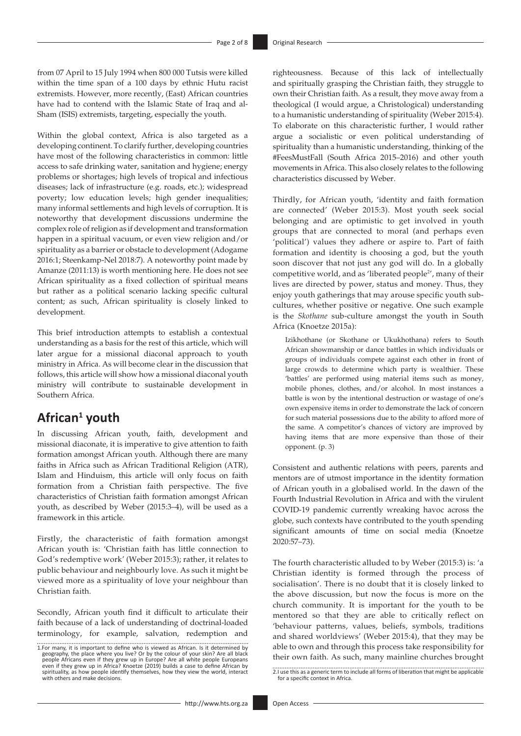from 07 April to 15 July 1994 when 800 000 Tutsis were killed within the time span of a 100 days by ethnic Hutu racist extremists. However, more recently, (East) African countries have had to contend with the Islamic State of Iraq and al-Sham (ISIS) extremists, targeting, especially the youth.

Within the global context, Africa is also targeted as a developing continent. To clarify further, developing countries have most of the following characteristics in common: little access to safe drinking water, sanitation and hygiene; energy problems or shortages; high levels of tropical and infectious diseases; lack of infrastructure (e.g. roads, etc.); widespread poverty; low education levels; high gender inequalities; many informal settlements and high levels of corruption. It is noteworthy that development discussions undermine the complex role of religion as if development and transformation happen in a spiritual vacuum, or even view religion and/or spirituality as a barrier or obstacle to development (Adogame 2016:1; Steenkamp-Nel 2018:7). A noteworthy point made by Amanze (2011:13) is worth mentioning here. He does not see African spirituality as a fixed collection of spiritual means but rather as a political scenario lacking specific cultural content; as such, African spirituality is closely linked to development.

This brief introduction attempts to establish a contextual understanding as a basis for the rest of this article, which will later argue for a missional diaconal approach to youth ministry in Africa. As will become clear in the discussion that follows, this article will show how a missional diaconal youth ministry will contribute to sustainable development in Southern Africa.

## African[1] youth

In discussing African youth, faith, development and missional diaconate, it is imperative to give attention to faith formation amongst African youth. Although there are many faiths in Africa such as African Traditional Religion (ATR), Islam and Hinduism, this article will only focus on faith formation from a Christian faith perspective. The five characteristics of Christian faith formation amongst African youth, as described by Weber (2015:3–4), will be used as a framework in this article.

Firstly, the characteristic of faith formation amongst African youth is: 'Christian faith has little connection to God's redemptive work' (Weber 2015:3); rather, it relates to public behaviour and neighbourly love. As such it might be viewed more as a spirituality of love your neighbour than Christian faith.

Secondly, African youth find it difficult to articulate their faith because of a lack of understanding of doctrinal-loaded terminology, for example, salvation, redemption and righteousness. Because of this lack of intellectually and spiritually grasping the Christian faith, they struggle to own their Christian faith. As a result, they move away from a theological (I would argue, a Christological) understanding to a humanistic understanding of spirituality (Weber 2015:4). To elaborate on this characteristic further, I would rather argue a socialistic or even political understanding of spirituality than a humanistic understanding, thinking of the #FeesMustFall (South Africa 2015–2016) and other youth movements in Africa. This also closely relates to the following characteristics discussed by Weber.

Thirdly, for African youth, 'identity and faith formation are connected' (Weber 2015:3). Most youth seek social belonging and are optimistic to get involved in youth groups that are connected to moral (and perhaps even 'political') values they adhere or aspire to. Part of faith formation and identity is choosing a god, but the youth soon discover that not just any god will do. In a globally competitive world, and as 'liberated people[2]', many of their lives are directed by power, status and money. Thus, they enjoy youth gatherings that may arouse specific youth sub-cultures, whether positive or negative. One such example is the *Skothane* sub-culture amongst the youth in South Africa (Knoetze 2015a):

> Izikhothane (or Skothane or Ukukhothana) refers to South African showmanship or dance battles in which individuals or groups of individuals compete against each other in front of large crowds to determine which party is wealthier. These 'battles' are performed using material items such as money, mobile phones, clothes, and/or alcohol. In most instances a battle is won by the intentional destruction or wastage of one's own expensive items in order to demonstrate the lack of concern for such material possessions due to the ability to afford more of the same. A competitor's chances of victory are improved by having items that are more expensive than those of their opponent. (p. 3)

Consistent and authentic relations with peers, parents and mentors are of utmost importance in the identity formation of African youth in a globalised world. In the dawn of the Fourth Industrial Revolution in Africa and with the virulent COVID-19 pandemic currently wreaking havoc across the globe, such contexts have contributed to the youth spending significant amounts of time on social media (Knoetze 2020:57–73).

The fourth characteristic alluded to by Weber (2015:3) is: 'a Christian identity is formed through the process of socialisation'. There is no doubt that it is closely linked to the above discussion, but now the focus is more on the church community. It is important for the youth to be mentored so that they are able to critically reflect on 'behaviour patterns, values, beliefs, symbols, traditions and shared worldviews' (Weber 2015:4), that they may be able to own and through this process take responsibility for their own faith. As such, many mainline churches brought

1. For many, it is important to define who is viewed as African. Is it determined by geography, the place where you live? Or by the colour of your skin? Are all black people Africans even if they grew up in Europe? Are all white people Europeans even if they grew up in Africa? Knoetze (2019) builds a case to define African by spirituality, as how people identify themselves, how they view the world, interact with others and make decisions.

2. I use this as a generic term to include all forms of liberation that might be applicable for a specific context in Africa.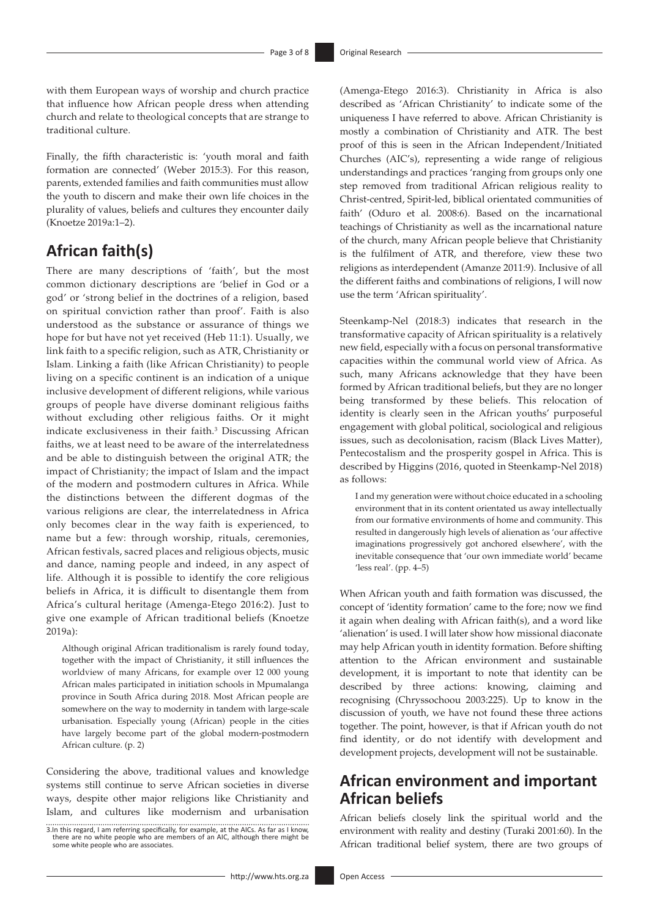with them European ways of worship and church practice that influence how African people dress when attending church and relate to theological concepts that are strange to traditional culture.

Finally, the fifth characteristic is: 'youth moral and faith formation are connected' (Weber 2015:3). For this reason, parents, extended families and faith communities must allow the youth to discern and make their own life choices in the plurality of values, beliefs and cultures they encounter daily (Knoetze 2019a:1–2).

## African faith(s)

There are many descriptions of 'faith', but the most common dictionary descriptions are 'belief in God or a god' or 'strong belief in the doctrines of a religion, based on spiritual conviction rather than proof'. Faith is also understood as the substance or assurance of things we hope for but have not yet received (Heb 11:1). Usually, we link faith to a specific religion, such as ATR, Christianity or Islam. Linking a faith (like African Christianity) to people living on a specific continent is an indication of a unique inclusive development of different religions, while various groups of people have diverse dominant religious faiths without excluding other religious faiths. Or it might indicate exclusiveness in their faith.[3] Discussing African faiths, we at least need to be aware of the interrelatedness and be able to distinguish between the original ATR; the impact of Christianity; the impact of Islam and the impact of the modern and postmodern cultures in Africa. While the distinctions between the different dogmas of the various religions are clear, the interrelatedness in Africa only becomes clear in the way faith is experienced, to name but a few: through worship, rituals, ceremonies, African festivals, sacred places and religious objects, music and dance, naming people and indeed, in any aspect of life. Although it is possible to identify the core religious beliefs in Africa, it is difficult to disentangle them from Africa's cultural heritage (Amenga-Etego 2016:2). Just to give one example of African traditional beliefs (Knoetze 2019a):

> Although original African traditionalism is rarely found today, together with the impact of Christianity, it still influences the worldview of many Africans, for example over 12 000 young African males participated in initiation schools in Mpumalanga province in South Africa during 2018. Most African people are somewhere on the way to modernity in tandem with large-scale urbanisation. Especially young (African) people in the cities have largely become part of the global modern-postmodern African culture. (p. 2)

Considering the above, traditional values and knowledge systems still continue to serve African societies in diverse ways, despite other major religions like Christianity and Islam, and cultures like modernism and urbanisation (Amenga-Etego 2016:3). Christianity in Africa is also described as 'African Christianity' to indicate some of the uniqueness I have referred to above. African Christianity is mostly a combination of Christianity and ATR. The best proof of this is seen in the African Independent/Initiated Churches (AIC's), representing a wide range of religious understandings and practices 'ranging from groups only one step removed from traditional African religious reality to Christ-centred, Spirit-led, biblical orientated communities of faith' (Oduro et al. 2008:6). Based on the incarnational teachings of Christianity as well as the incarnational nature of the church, many African people believe that Christianity is the fulfilment of ATR, and therefore, view these two religions as interdependent (Amanze 2011:9). Inclusive of all the different faiths and combinations of religions, I will now use the term 'African spirituality'.

Steenkamp-Nel (2018:3) indicates that research in the transformative capacity of African spirituality is a relatively new field, especially with a focus on personal transformative capacities within the communal world view of Africa. As such, many Africans acknowledge that they have been formed by African traditional beliefs, but they are no longer being transformed by these beliefs. This relocation of identity is clearly seen in the African youths' purposeful engagement with global political, sociological and religious issues, such as decolonisation, racism (Black Lives Matter), Pentecostalism and the prosperity gospel in Africa. This is described by Higgins (2016, quoted in Steenkamp-Nel 2018) as follows:

> I and my generation were without choice educated in a schooling environment that in its content orientated us away intellectually from our formative environments of home and community. This resulted in dangerously high levels of alienation as 'our affective imaginations progressively got anchored elsewhere', with the inevitable consequence that 'our own immediate world' became 'less real'. (pp. 4–5)

When African youth and faith formation was discussed, the concept of 'identity formation' came to the fore; now we find it again when dealing with African faith(s), and a word like 'alienation' is used. I will later show how missional diaconate may help African youth in identity formation. Before shifting attention to the African environment and sustainable development, it is important to note that identity can be described by three actions: knowing, claiming and recognising (Chryssochoou 2003:225). Up to know in the discussion of youth, we have not found these three actions together. The point, however, is that if African youth do not find identity, or do not identify with development and development projects, development will not be sustainable.

## African environment and important African beliefs

African beliefs closely link the spiritual world and the environment with reality and destiny (Turaki 2001:60). In the African traditional belief system, there are two groups of

3. In this regard, I am referring specifically, for example, at the AICs. As far as I know, there are no white people who are members of an AIC, although there might be some white people who are associates.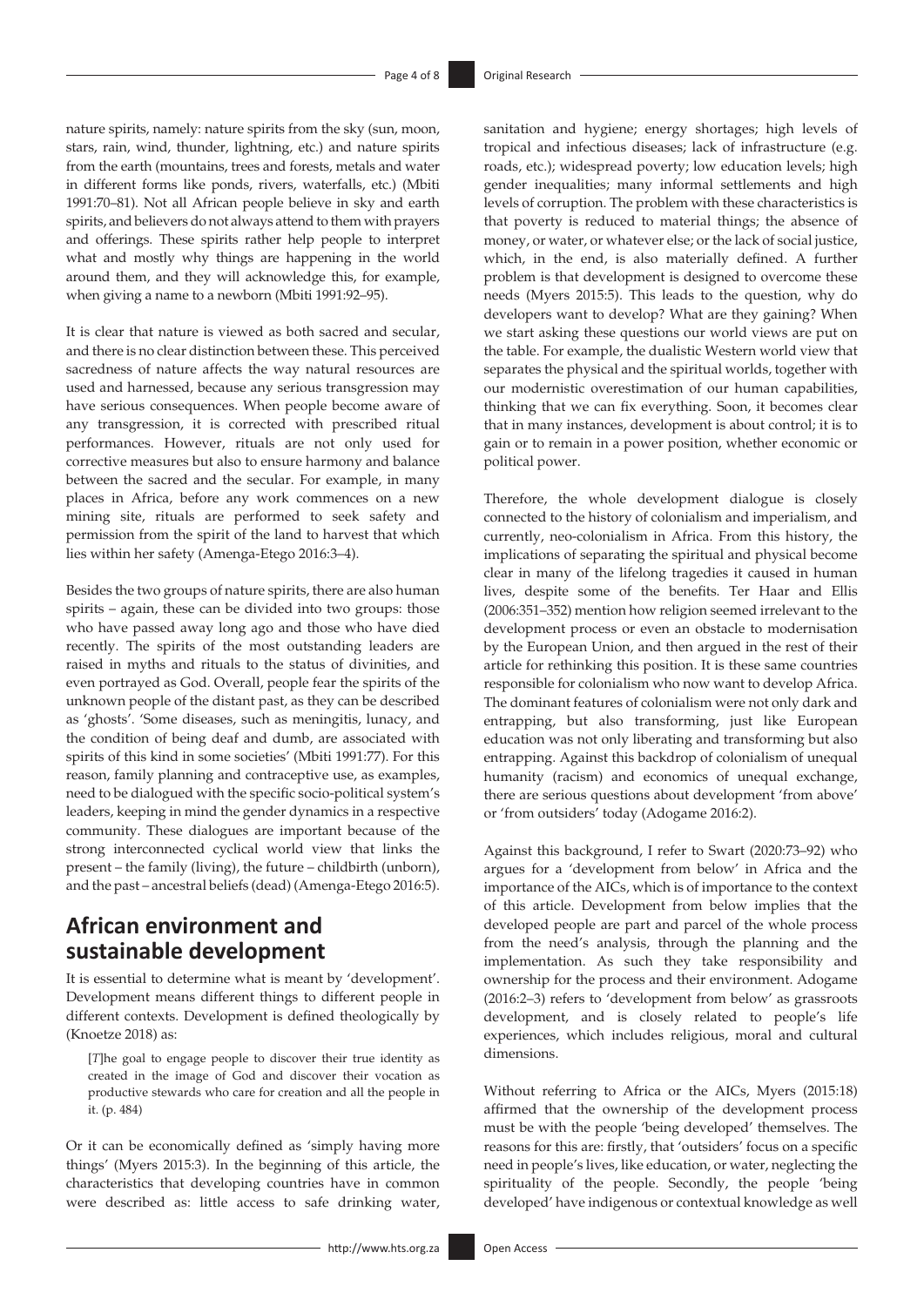nature spirits, namely: nature spirits from the sky (sun, moon, stars, rain, wind, thunder, lightning, etc.) and nature spirits from the earth (mountains, trees and forests, metals and water in different forms like ponds, rivers, waterfalls, etc.) (Mbiti 1991:70–81). Not all African people believe in sky and earth spirits, and believers do not always attend to them with prayers and offerings. These spirits rather help people to interpret what and mostly why things are happening in the world around them, and they will acknowledge this, for example, when giving a name to a newborn (Mbiti 1991:92–95).

It is clear that nature is viewed as both sacred and secular, and there is no clear distinction between these. This perceived sacredness of nature affects the way natural resources are used and harnessed, because any serious transgression may have serious consequences. When people become aware of any transgression, it is corrected with prescribed ritual performances. However, rituals are not only used for corrective measures but also to ensure harmony and balance between the sacred and the secular. For example, in many places in Africa, before any work commences on a new mining site, rituals are performed to seek safety and permission from the spirit of the land to harvest that which lies within her safety (Amenga-Etego 2016:3–4).

Besides the two groups of nature spirits, there are also human spirits – again, these can be divided into two groups: those who have passed away long ago and those who have died recently. The spirits of the most outstanding leaders are raised in myths and rituals to the status of divinities, and even portrayed as God. Overall, people fear the spirits of the unknown people of the distant past, as they can be described as 'ghosts'. 'Some diseases, such as meningitis, lunacy, and the condition of being deaf and dumb, are associated with spirits of this kind in some societies' (Mbiti 1991:77). For this reason, family planning and contraceptive use, as examples, need to be dialogued with the specific socio-political system's leaders, keeping in mind the gender dynamics in a respective community. These dialogues are important because of the strong interconnected cyclical world view that links the present – the family (living), the future – childbirth (unborn), and the past – ancestral beliefs (dead) (Amenga-Etego 2016:5).

## African environment and sustainable development

It is essential to determine what is meant by 'development'. Development means different things to different people in different contexts. Development is defined theologically by (Knoetze 2018) as:

> [*T*]he goal to engage people to discover their true identity as created in the image of God and discover their vocation as productive stewards who care for creation and all the people in it. (p. 484)

Or it can be economically defined as 'simply having more things' (Myers 2015:3). In the beginning of this article, the characteristics that developing countries have in common were described as: little access to safe drinking water, sanitation and hygiene; energy shortages; high levels of tropical and infectious diseases; lack of infrastructure (e.g. roads, etc.); widespread poverty; low education levels; high gender inequalities; many informal settlements and high levels of corruption. The problem with these characteristics is that poverty is reduced to material things; the absence of money, or water, or whatever else; or the lack of social justice, which, in the end, is also materially defined. A further problem is that development is designed to overcome these needs (Myers 2015:5). This leads to the question, why do developers want to develop? What are they gaining? When we start asking these questions our world views are put on the table. For example, the dualistic Western world view that separates the physical and the spiritual worlds, together with our modernistic overestimation of our human capabilities, thinking that we can fix everything. Soon, it becomes clear that in many instances, development is about control; it is to gain or to remain in a power position, whether economic or political power.

Therefore, the whole development dialogue is closely connected to the history of colonialism and imperialism, and currently, neo-colonialism in Africa. From this history, the implications of separating the spiritual and physical become clear in many of the lifelong tragedies it caused in human lives, despite some of the benefits. Ter Haar and Ellis (2006:351–352) mention how religion seemed irrelevant to the development process or even an obstacle to modernisation by the European Union, and then argued in the rest of their article for rethinking this position. It is these same countries responsible for colonialism who now want to develop Africa. The dominant features of colonialism were not only dark and entrapping, but also transforming, just like European education was not only liberating and transforming but also entrapping. Against this backdrop of colonialism of unequal humanity (racism) and economics of unequal exchange, there are serious questions about development 'from above' or 'from outsiders' today (Adogame 2016:2).

Against this background, I refer to Swart (2020:73–92) who argues for a 'development from below' in Africa and the importance of the AICs, which is of importance to the context of this article. Development from below implies that the developed people are part and parcel of the whole process from the need's analysis, through the planning and the implementation. As such they take responsibility and ownership for the process and their environment. Adogame (2016:2–3) refers to 'development from below' as grassroots development, and is closely related to people's life experiences, which includes religious, moral and cultural dimensions.

Without referring to Africa or the AICs, Myers (2015:18) affirmed that the ownership of the development process must be with the people 'being developed' themselves. The reasons for this are: firstly, that 'outsiders' focus on a specific need in people's lives, like education, or water, neglecting the spirituality of the people. Secondly, the people 'being developed' have indigenous or contextual knowledge as well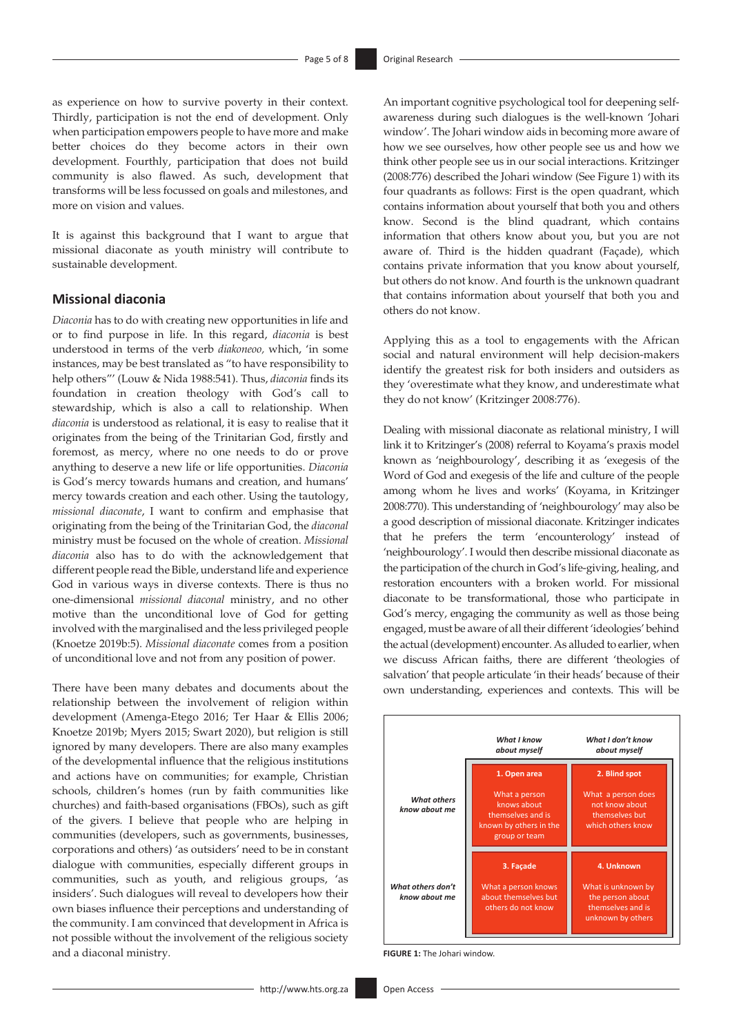as experience on how to survive poverty in their context. Thirdly, participation is not the end of development. Only when participation empowers people to have more and make better choices do they become actors in their own development. Fourthly, participation that does not build community is also flawed. As such, development that transforms will be less focussed on goals and milestones, and more on vision and values.

It is against this background that I want to argue that missional diaconate as youth ministry will contribute to sustainable development.

## Missional diaconia

*Diaconia* has to do with creating new opportunities in life and or to find purpose in life. In this regard, *diaconia* is best understood in terms of the verb *diakoneoo,* which, 'in some instances, may be best translated as "to have responsibility to help others"' (Louw & Nida 1988:541). Thus, *diaconia* finds its foundation in creation theology with God's call to stewardship, which is also a call to relationship. When *diaconia* is understood as relational, it is easy to realise that it originates from the being of the Trinitarian God, firstly and foremost, as mercy, where no one needs to do or prove anything to deserve a new life or life opportunities. *Diaconia* is God's mercy towards humans and creation, and humans' mercy towards creation and each other. Using the tautology, *missional diaconate*, I want to confirm and emphasise that originating from the being of the Trinitarian God, the *diaconal* ministry must be focused on the whole of creation. *Missional diaconia* also has to do with the acknowledgement that different people read the Bible, understand life and experience God in various ways in diverse contexts. There is thus no one-dimensional *missional diaconal* ministry, and no other motive than the unconditional love of God for getting involved with the marginalised and the less privileged people (Knoetze 2019b:5). *Missional diaconate* comes from a position of unconditional love and not from any position of power.

There have been many debates and documents about the relationship between the involvement of religion within development (Amenga-Etego 2016; Ter Haar & Ellis 2006; Knoetze 2019b; Myers 2015; Swart 2020), but religion is still ignored by many developers. There are also many examples of the developmental influence that the religious institutions and actions have on communities; for example, Christian schools, children's homes (run by faith communities like churches) and faith-based organisations (FBOs), such as gift of the givers. I believe that people who are helping in communities (developers, such as governments, businesses, corporations and others) 'as outsiders' need to be in constant dialogue with communities, especially different groups in communities, such as youth, and religious groups, 'as insiders'. Such dialogues will reveal to developers how their own biases influence their perceptions and understanding of the community. I am convinced that development in Africa is not possible without the involvement of the religious society and a diaconal ministry.

An important cognitive psychological tool for deepening self-awareness during such dialogues is the well-known 'Johari window'. The Johari window aids in becoming more aware of how we see ourselves, how other people see us and how we think other people see us in our social interactions. Kritzinger (2008:776) described the Johari window (See Figure 1) with its four quadrants as follows: First is the open quadrant, which contains information about yourself that both you and others know. Second is the blind quadrant, which contains information that others know about you, but you are not aware of. Third is the hidden quadrant (Façade), which contains private information that you know about yourself, but others do not know. And fourth is the unknown quadrant that contains information about yourself that both you and others do not know.

Applying this as a tool to engagements with the African social and natural environment will help decision-makers identify the greatest risk for both insiders and outsiders as they 'overestimate what they know, and underestimate what they do not know' (Kritzinger 2008:776).

Dealing with missional diaconate as relational ministry, I will link it to Kritzinger's (2008) referral to Koyama's praxis model known as 'neighbourology', describing it as 'exegesis of the Word of God and exegesis of the life and culture of the people among whom he lives and works' (Koyama, in Kritzinger 2008:770). This understanding of 'neighbourology' may also be a good description of missional diaconate. Kritzinger indicates that he prefers the term 'encounterology' instead of 'neighbourology'. I would then describe missional diaconate as the participation of the church in God's life-giving, healing, and restoration encounters with a broken world. For missional diaconate to be transformational, those who participate in God's mercy, engaging the community as well as those being engaged, must be aware of all their different 'ideologies' behind the actual (development) encounter. As alluded to earlier, when we discuss African faiths, there are different 'theologies of salvation' that people articulate 'in their heads' because of their own understanding, experiences and contexts. This will be

| | *What I know about myself* | *What I don't know about myself* |
|---|---|---|
| ***What others know about me*** | **1. Open area** What a person knows about themselves and is known by others in the group or team | **2. Blind spot** What a person does not know about themselves but which others know |
| ***What others don't know about me*** | **3. Façade** What a person knows about themselves but others do not know | **4. Unknown** What is unknown by the person about themselves and is unknown by others |

**FIGURE 1:** The Johari window.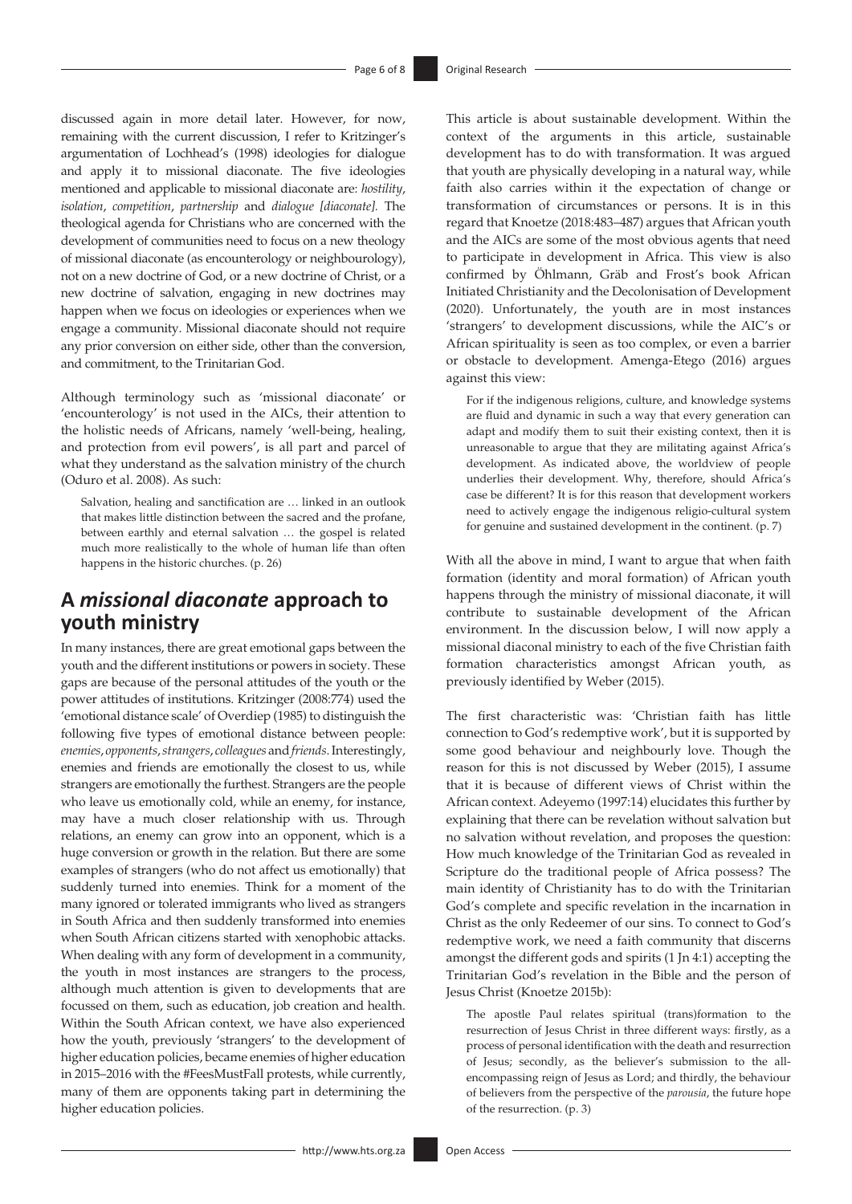discussed again in more detail later. However, for now, remaining with the current discussion, I refer to Kritzinger's argumentation of Lochhead's (1998) ideologies for dialogue and apply it to missional diaconate. The five ideologies mentioned and applicable to missional diaconate are: *hostility*, *isolation*, *competition*, *partnership* and *dialogue [diaconate].* The theological agenda for Christians who are concerned with the development of communities need to focus on a new theology of missional diaconate (as encounterology or neighbourology), not on a new doctrine of God, or a new doctrine of Christ, or a new doctrine of salvation, engaging in new doctrines may happen when we focus on ideologies or experiences when we engage a community. Missional diaconate should not require any prior conversion on either side, other than the conversion, and commitment, to the Trinitarian God.

Although terminology such as 'missional diaconate' or 'encounterology' is not used in the AICs, their attention to the holistic needs of Africans, namely 'well-being, healing, and protection from evil powers', is all part and parcel of what they understand as the salvation ministry of the church (Oduro et al. 2008). As such:

> Salvation, healing and sanctification are … linked in an outlook that makes little distinction between the sacred and the profane, between earthly and eternal salvation … the gospel is related much more realistically to the whole of human life than often happens in the historic churches. (p. 26)

## A *missional diaconate* approach to youth ministry

In many instances, there are great emotional gaps between the youth and the different institutions or powers in society. These gaps are because of the personal attitudes of the youth or the power attitudes of institutions. Kritzinger (2008:774) used the 'emotional distance scale' of Overdiep (1985) to distinguish the following five types of emotional distance between people: *enemies*, *opponents*, *strangers*, *colleagues* and *friends*. Interestingly, enemies and friends are emotionally the closest to us, while strangers are emotionally the furthest. Strangers are the people who leave us emotionally cold, while an enemy, for instance, may have a much closer relationship with us. Through relations, an enemy can grow into an opponent, which is a huge conversion or growth in the relation. But there are some examples of strangers (who do not affect us emotionally) that suddenly turned into enemies. Think for a moment of the many ignored or tolerated immigrants who lived as strangers in South Africa and then suddenly transformed into enemies when South African citizens started with xenophobic attacks. When dealing with any form of development in a community, the youth in most instances are strangers to the process, although much attention is given to developments that are focussed on them, such as education, job creation and health. Within the South African context, we have also experienced how the youth, previously 'strangers' to the development of higher education policies, became enemies of higher education in 2015–2016 with the #FeesMustFall protests, while currently, many of them are opponents taking part in determining the higher education policies.

This article is about sustainable development. Within the context of the arguments in this article, sustainable development has to do with transformation. It was argued that youth are physically developing in a natural way, while faith also carries within it the expectation of change or transformation of circumstances or persons. It is in this regard that Knoetze (2018:483–487) argues that African youth and the AICs are some of the most obvious agents that need to participate in development in Africa. This view is also confirmed by Öhlmann, Gräb and Frost's book African Initiated Christianity and the Decolonisation of Development (2020). Unfortunately, the youth are in most instances 'strangers' to development discussions, while the AIC's or African spirituality is seen as too complex, or even a barrier or obstacle to development. Amenga-Etego (2016) argues against this view:

> For if the indigenous religions, culture, and knowledge systems are fluid and dynamic in such a way that every generation can adapt and modify them to suit their existing context, then it is unreasonable to argue that they are militating against Africa's development. As indicated above, the worldview of people underlies their development. Why, therefore, should Africa's case be different? It is for this reason that development workers need to actively engage the indigenous religio-cultural system for genuine and sustained development in the continent. (p. 7)

With all the above in mind, I want to argue that when faith formation (identity and moral formation) of African youth happens through the ministry of missional diaconate, it will contribute to sustainable development of the African environment. In the discussion below, I will now apply a missional diaconal ministry to each of the five Christian faith formation characteristics amongst African youth, as previously identified by Weber (2015).

The first characteristic was: 'Christian faith has little connection to God's redemptive work', but it is supported by some good behaviour and neighbourly love. Though the reason for this is not discussed by Weber (2015), I assume that it is because of different views of Christ within the African context. Adeyemo (1997:14) elucidates this further by explaining that there can be revelation without salvation but no salvation without revelation, and proposes the question: How much knowledge of the Trinitarian God as revealed in Scripture do the traditional people of Africa possess? The main identity of Christianity has to do with the Trinitarian God's complete and specific revelation in the incarnation in Christ as the only Redeemer of our sins. To connect to God's redemptive work, we need a faith community that discerns amongst the different gods and spirits (1 Jn 4:1) accepting the Trinitarian God's revelation in the Bible and the person of Jesus Christ (Knoetze 2015b):

> The apostle Paul relates spiritual (trans)formation to the resurrection of Jesus Christ in three different ways: firstly, as a process of personal identification with the death and resurrection of Jesus; secondly, as the believer's submission to the all-encompassing reign of Jesus as Lord; and thirdly, the behaviour of believers from the perspective of the *parousia*, the future hope of the resurrection. (p. 3)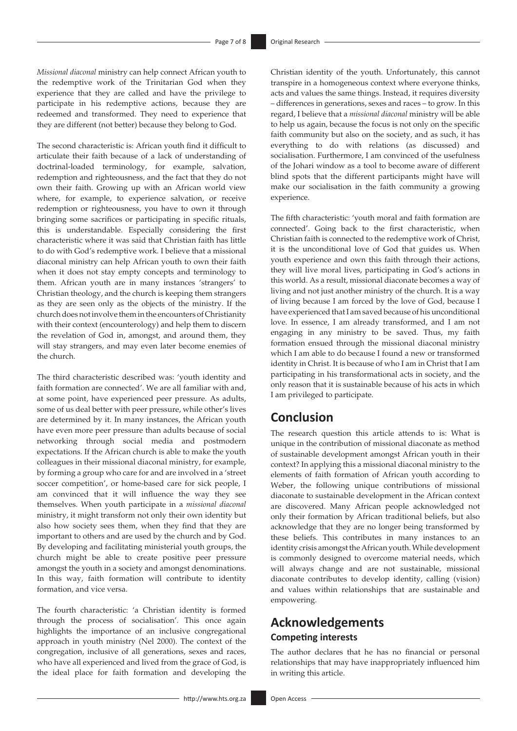*Missional diaconal* ministry can help connect African youth to the redemptive work of the Trinitarian God when they experience that they are called and have the privilege to participate in his redemptive actions, because they are redeemed and transformed. They need to experience that they are different (not better) because they belong to God.

The second characteristic is: African youth find it difficult to articulate their faith because of a lack of understanding of doctrinal-loaded terminology, for example, salvation, redemption and righteousness, and the fact that they do not own their faith. Growing up with an African world view where, for example, to experience salvation, or receive redemption or righteousness, you have to own it through bringing some sacrifices or participating in specific rituals, this is understandable. Especially considering the first characteristic where it was said that Christian faith has little to do with God's redemptive work. I believe that a missional diaconal ministry can help African youth to own their faith when it does not stay empty concepts and terminology to them. African youth are in many instances 'strangers' to Christian theology, and the church is keeping them strangers as they are seen only as the objects of the ministry. If the church does not involve them in the encounters of Christianity with their context (encounterology) and help them to discern the revelation of God in, amongst, and around them, they will stay strangers, and may even later become enemies of the church.

The third characteristic described was: 'youth identity and faith formation are connected'. We are all familiar with and, at some point, have experienced peer pressure. As adults, some of us deal better with peer pressure, while other's lives are determined by it. In many instances, the African youth have even more peer pressure than adults because of social networking through social media and postmodern expectations. If the African church is able to make the youth colleagues in their missional diaconal ministry, for example, by forming a group who care for and are involved in a 'street soccer competition', or home-based care for sick people, I am convinced that it will influence the way they see themselves. When youth participate in a *missional diaconal* ministry, it might transform not only their own identity but also how society sees them, when they find that they are important to others and are used by the church and by God. By developing and facilitating ministerial youth groups, the church might be able to create positive peer pressure amongst the youth in a society and amongst denominations. In this way, faith formation will contribute to identity formation, and vice versa.

The fourth characteristic: 'a Christian identity is formed through the process of socialisation'. This once again highlights the importance of an inclusive congregational approach in youth ministry (Nel 2000). The context of the congregation, inclusive of all generations, sexes and races, who have all experienced and lived from the grace of God, is the ideal place for faith formation and developing the Christian identity of the youth. Unfortunately, this cannot transpire in a homogeneous context where everyone thinks, acts and values the same things. Instead, it requires diversity – differences in generations, sexes and races – to grow. In this regard, I believe that a *missional diaconal* ministry will be able to help us again, because the focus is not only on the specific faith community but also on the society, and as such, it has everything to do with relations (as discussed) and socialisation. Furthermore, I am convinced of the usefulness of the Johari window as a tool to become aware of different blind spots that the different participants might have will make our socialisation in the faith community a growing experience.

The fifth characteristic: 'youth moral and faith formation are connected'. Going back to the first characteristic, when Christian faith is connected to the redemptive work of Christ, it is the unconditional love of God that guides us. When youth experience and own this faith through their actions, they will live moral lives, participating in God's actions in this world. As a result, missional diaconate becomes a way of living and not just another ministry of the church. It is a way of living because I am forced by the love of God, because I have experienced that I am saved because of his unconditional love. In essence, I am already transformed, and I am not engaging in any ministry to be saved. Thus, my faith formation ensued through the missional diaconal ministry which I am able to do because I found a new or transformed identity in Christ. It is because of who I am in Christ that I am participating in his transformational acts in society, and the only reason that it is sustainable because of his acts in which I am privileged to participate.

## Conclusion

The research question this article attends to is: What is unique in the contribution of missional diaconate as method of sustainable development amongst African youth in their context? In applying this a missional diaconal ministry to the elements of faith formation of African youth according to Weber, the following unique contributions of missional diaconate to sustainable development in the African context are discovered. Many African people acknowledged not only their formation by African traditional beliefs, but also acknowledge that they are no longer being transformed by these beliefs. This contributes in many instances to an identity crisis amongst the African youth. While development is commonly designed to overcome material needs, which will always change and are not sustainable, missional diaconate contributes to develop identity, calling (vision) and values within relationships that are sustainable and empowering.

## Acknowledgements

### Competing interests

The author declares that he has no financial or personal relationships that may have inappropriately influenced him in writing this article.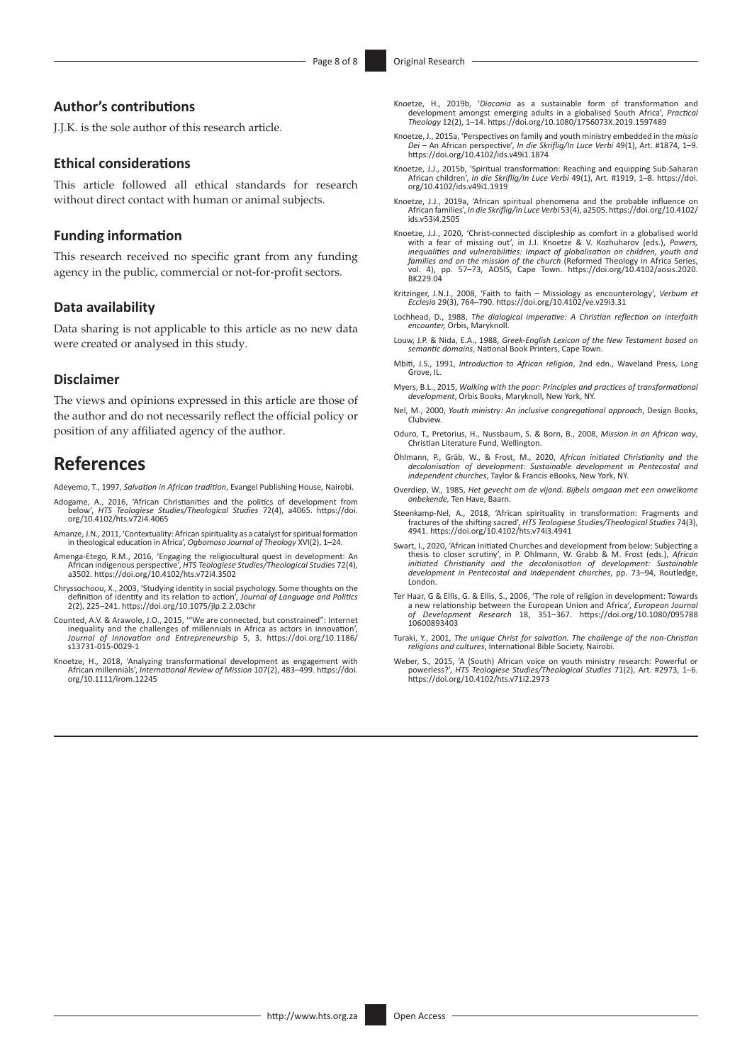## Author's contributions

J.J.K. is the sole author of this research article.

## Ethical considerations

This article followed all ethical standards for research without direct contact with human or animal subjects.

## Funding information

This research received no specific grant from any funding agency in the public, commercial or not-for-profit sectors.

## Data availability

Data sharing is not applicable to this article as no new data were created or analysed in this study.

## Disclaimer

The views and opinions expressed in this article are those of the author and do not necessarily reflect the official policy or position of any affiliated agency of the author.

# References

Adeyemo, T., 1997, *Salvation in African tradition*, Evangel Publishing House, Nairobi.

Adogame, A., 2016, 'African Christianities and the politics of development from below', *HTS Teologiese Studies/Theological Studies* 72(4), a4065. https://doi.org/10.4102/hts.v72i4.4065

Amanze, J.N., 2011, 'Contextuality: African spirituality as a catalyst for spiritual formation in theological education in Africa', *Ogbomoso Journal of Theology* XVI(2), 1–24.

Amenga-Etego, R.M., 2016, 'Engaging the religiocultural quest in development: An African indigenous perspective', *HTS Teologiese Studies/Theological Studies* 72(4), a3502. https://doi.org/10.4102/hts.v72i4.3502

Chryssochoou, X., 2003, 'Studying identity in social psychology. Some thoughts on the definition of identity and its relation to action', *Journal of Language and Politics* 2(2), 225–241. https://doi.org/10.1075/jlp.2.2.03chr

Counted, A.V. & Arawole, J.O., 2015, '"We are connected, but constrained": Internet inequality and the challenges of millennials in Africa as actors in innovation', *Journal of Innovation and Entrepreneurship* 5, 3. https://doi.org/10.1186/s13731-015-0029-1

Knoetze, H., 2018, 'Analyzing transformational development as engagement with African millennials', *International Review of Mission* 107(2), 483–499. https://doi.org/10.1111/irom.12245

Knoetze, H., 2019b, '*Diaconia* as a sustainable form of transformation and development amongst emerging adults in a globalised South Africa', *Practical Theology* 12(2), 1–14. https://doi.org/10.1080/1756073X.2019.1597489

Knoetze, J., 2015a, 'Perspectives on family and youth ministry embedded in the *missio Dei* – An African perspective', *In die Skriflig/In Luce Verbi* 49(1), Art. #1874, 1–9. https://doi.org/10.4102/ids.v49i1.1874

Knoetze, J.J., 2015b, 'Spiritual transformation: Reaching and equipping Sub-Saharan African children', *In die Skriflig/In Luce Verbi* 49(1), Art. #1919, 1–8. https://doi.org/10.4102/ids.v49i1.1919

Knoetze, J.J., 2019a, 'African spiritual phenomena and the probable influence on African families', *In die Skriflig/In Luce Verbi* 53(4), a2505. https://doi.org/10.4102/ids.v53i4.2505

Knoetze, J.J., 2020, 'Christ-connected discipleship as comfort in a globalised world with a fear of missing out', in J.J. Knoetze & V. Kozhuharov (eds.), *Powers, inequalities and vulnerabilities: Impact of globalisation on children, youth and families and on the mission of the church* (Reformed Theology in Africa Series, vol. 4), pp. 57–73, AOSIS, Cape Town. https://doi.org/10.4102/aosis.2020.BK229.04

Kritzinger, J.N.J., 2008, 'Faith to faith – Missiology as encounterology', *Verbum et Ecclesia* 29(3), 764–790. https://doi.org/10.4102/ve.v29i3.31

Lochhead, D., 1988, *The dialogical imperative: A Christian reflection on interfaith encounter*, Orbis, Maryknoll.

Louw, J.P. & Nida, E.A., 1988, *Greek-English Lexicon of the New Testament based on semantic domains*, National Book Printers, Cape Town.

Mbiti, J.S., 1991, *Introduction to African religion*, 2nd edn., Waveland Press, Long Grove, IL.

Myers, B.L., 2015, *Walking with the poor: Principles and practices of transformational development*, Orbis Books, Maryknoll, New York, NY.

Nel, M., 2000, *Youth ministry: An inclusive congregational approach*, Design Books, Clubview.

Oduro, T., Pretorius, H., Nussbaum, S. & Born, B., 2008, *Mission in an African way*, Christian Literature Fund, Wellington.

Öhlmann, P., Gräb, W., & Frost, M., 2020, *African initiated Christianity and the decolonisation of development: Sustainable development in Pentecostal and independent churches*, Taylor & Francis eBooks, New York, NY.

Overdiep, W., 1985, *Het gevecht om de vijand. Bijbels omgaan met een onwelkome onbekende,* Ten Have, Baarn.

Steenkamp-Nel, A., 2018, 'African spirituality in transformation: Fragments and fractures of the shifting sacred', *HTS Teologiese Studies/Theological Studies* 74(3), 4941. https://doi.org/10.4102/hts.v74i3.4941

Swart, I., 2020, 'African Initiated Churches and development from below: Subjecting a thesis to closer scrutiny', in P. Ohlmann, W. Grabb & M. Frost (eds.), *African initiated Christianity and the decolonisation of development: Sustainable development in Pentecostal and Independent churches*, pp. 73–94, Routledge, London.

Ter Haar, G & Ellis, G. & Ellis, S., 2006, 'The role of religion in development: Towards a new relationship between the European Union and Africa', *European Journal of Development Research* 18, 351–367. https://doi.org/10.1080/09578810600893403

Turaki, Y., 2001, *The unique Christ for salvation. The challenge of the non-Christian religions and cultures*, International Bible Society, Nairobi.

Weber, S., 2015, 'A (South) African voice on youth ministry research: Powerful or powerless?', *HTS Teologiese Studies/Theological Studies* 71(2), Art. #2973, 1–6. https://doi.org/10.4102/hts.v71i2.2973